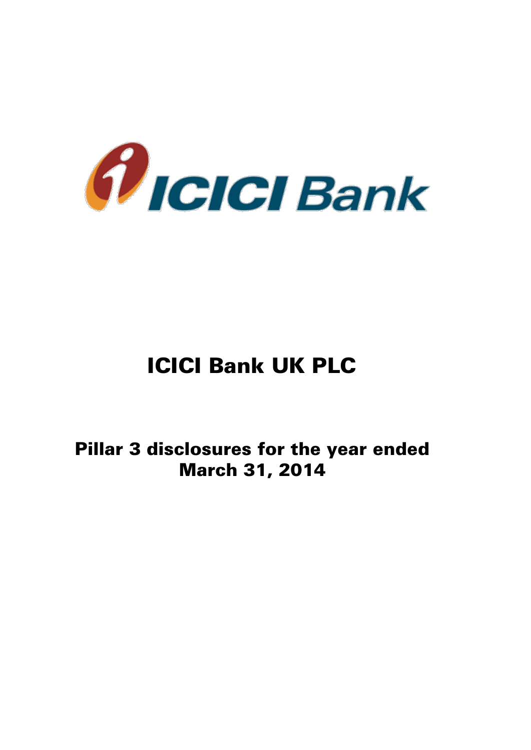# ICICI Bank UK PLC

## Pillar 3 disclosures for the year ended March 31, 2014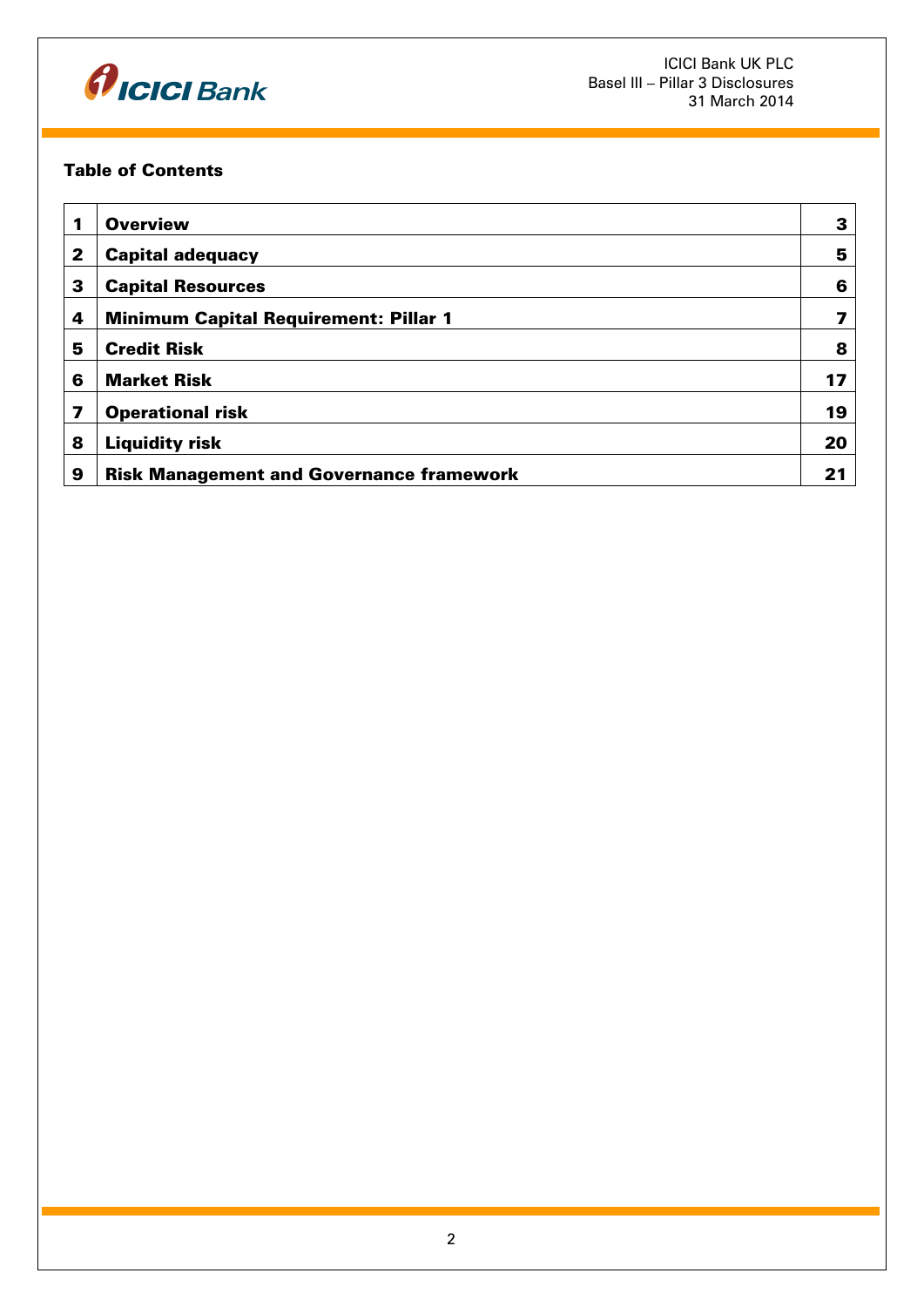### Table of Contents

| | | |
|---|---|---|
| **1** | **Overview** | **3** |
| **2** | **Capital adequacy** | **5** |
| **3** | **Capital Resources** | **6** |
| **4** | **Minimum Capital Requirement: Pillar 1** | **7** |
| **5** | **Credit Risk** | **8** |
| **6** | **Market Risk** | **17** |
| **7** | **Operational risk** | **19** |
| **8** | **Liquidity risk** | **20** |
| **9** | **Risk Management and Governance framework** | **21** |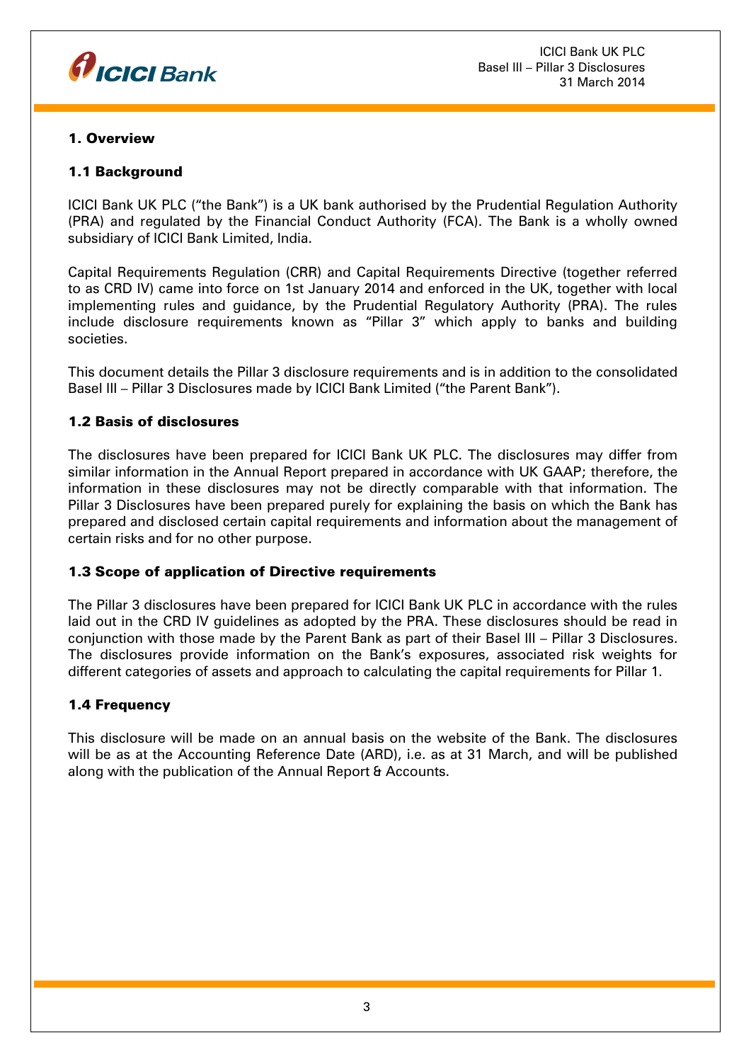## 1. Overview

### 1.1 Background

ICICI Bank UK PLC ("the Bank") is a UK bank authorised by the Prudential Regulation Authority (PRA) and regulated by the Financial Conduct Authority (FCA). The Bank is a wholly owned subsidiary of ICICI Bank Limited, India.

Capital Requirements Regulation (CRR) and Capital Requirements Directive (together referred to as CRD IV) came into force on 1st January 2014 and enforced in the UK, together with local implementing rules and guidance, by the Prudential Regulatory Authority (PRA). The rules include disclosure requirements known as "Pillar 3" which apply to banks and building societies.

This document details the Pillar 3 disclosure requirements and is in addition to the consolidated Basel III – Pillar 3 Disclosures made by ICICI Bank Limited ("the Parent Bank").

### 1.2 Basis of disclosures

The disclosures have been prepared for ICICI Bank UK PLC. The disclosures may differ from similar information in the Annual Report prepared in accordance with UK GAAP; therefore, the information in these disclosures may not be directly comparable with that information. The Pillar 3 Disclosures have been prepared purely for explaining the basis on which the Bank has prepared and disclosed certain capital requirements and information about the management of certain risks and for no other purpose.

### 1.3 Scope of application of Directive requirements

The Pillar 3 disclosures have been prepared for ICICI Bank UK PLC in accordance with the rules laid out in the CRD IV guidelines as adopted by the PRA. These disclosures should be read in conjunction with those made by the Parent Bank as part of their Basel III – Pillar 3 Disclosures. The disclosures provide information on the Bank's exposures, associated risk weights for different categories of assets and approach to calculating the capital requirements for Pillar 1.

### 1.4 Frequency

This disclosure will be made on an annual basis on the website of the Bank. The disclosures will be as at the Accounting Reference Date (ARD), i.e. as at 31 March, and will be published along with the publication of the Annual Report & Accounts.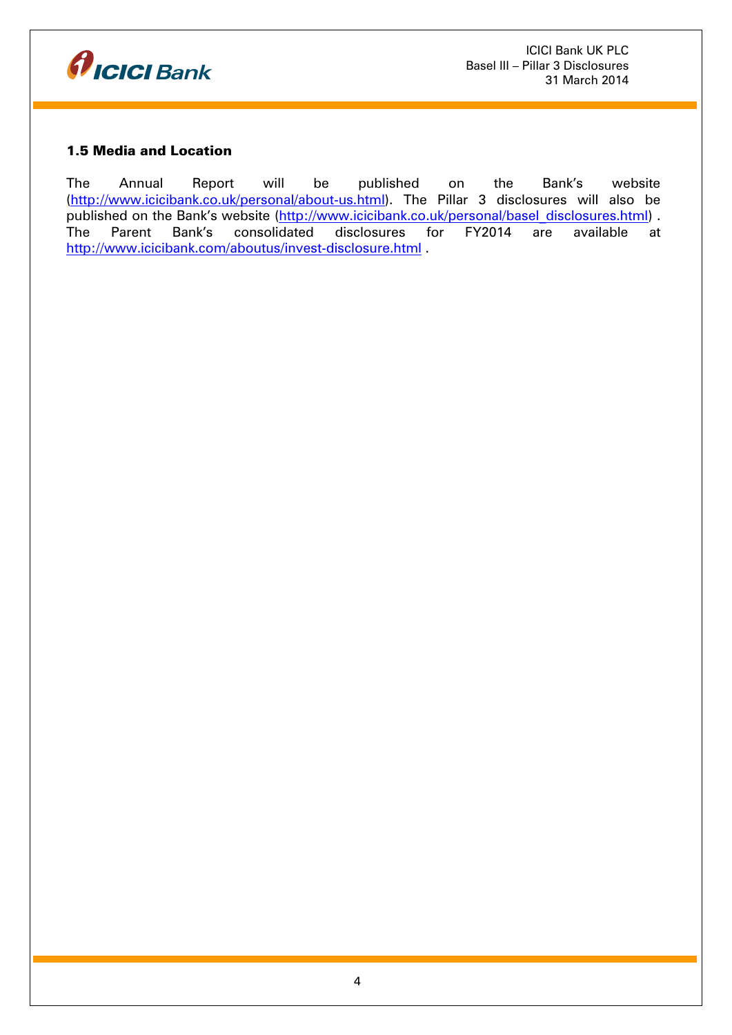### 1.5 Media and Location

The Annual Report will be published on the Bank's website (http://www.icicibank.co.uk/personal/about-us.html). The Pillar 3 disclosures will also be published on the Bank's website (http://www.icicibank.co.uk/personal/basel_disclosures.html) . The Parent Bank's consolidated disclosures for FY2014 are available at http://www.icicibank.com/aboutus/invest-disclosure.html .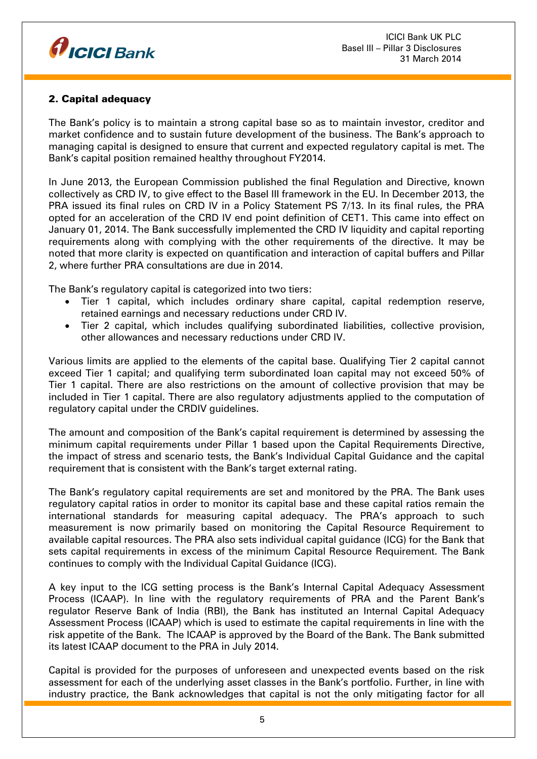## 2. Capital adequacy

The Bank's policy is to maintain a strong capital base so as to maintain investor, creditor and market confidence and to sustain future development of the business. The Bank's approach to managing capital is designed to ensure that current and expected regulatory capital is met. The Bank's capital position remained healthy throughout FY2014.

In June 2013, the European Commission published the final Regulation and Directive, known collectively as CRD IV, to give effect to the Basel III framework in the EU. In December 2013, the PRA issued its final rules on CRD IV in a Policy Statement PS 7/13. In its final rules, the PRA opted for an acceleration of the CRD IV end point definition of CET1. This came into effect on January 01, 2014. The Bank successfully implemented the CRD IV liquidity and capital reporting requirements along with complying with the other requirements of the directive. It may be noted that more clarity is expected on quantification and interaction of capital buffers and Pillar 2, where further PRA consultations are due in 2014.

The Bank's regulatory capital is categorized into two tiers:

- Tier 1 capital, which includes ordinary share capital, capital redemption reserve, retained earnings and necessary reductions under CRD IV.
- Tier 2 capital, which includes qualifying subordinated liabilities, collective provision, other allowances and necessary reductions under CRD IV.

Various limits are applied to the elements of the capital base. Qualifying Tier 2 capital cannot exceed Tier 1 capital; and qualifying term subordinated loan capital may not exceed 50% of Tier 1 capital. There are also restrictions on the amount of collective provision that may be included in Tier 1 capital. There are also regulatory adjustments applied to the computation of regulatory capital under the CRDIV guidelines.

The amount and composition of the Bank's capital requirement is determined by assessing the minimum capital requirements under Pillar 1 based upon the Capital Requirements Directive, the impact of stress and scenario tests, the Bank's Individual Capital Guidance and the capital requirement that is consistent with the Bank's target external rating.

The Bank's regulatory capital requirements are set and monitored by the PRA. The Bank uses regulatory capital ratios in order to monitor its capital base and these capital ratios remain the international standards for measuring capital adequacy. The PRA's approach to such measurement is now primarily based on monitoring the Capital Resource Requirement to available capital resources. The PRA also sets individual capital guidance (ICG) for the Bank that sets capital requirements in excess of the minimum Capital Resource Requirement. The Bank continues to comply with the Individual Capital Guidance (ICG).

A key input to the ICG setting process is the Bank's Internal Capital Adequacy Assessment Process (ICAAP). In line with the regulatory requirements of PRA and the Parent Bank's regulator Reserve Bank of India (RBI), the Bank has instituted an Internal Capital Adequacy Assessment Process (ICAAP) which is used to estimate the capital requirements in line with the risk appetite of the Bank. The ICAAP is approved by the Board of the Bank. The Bank submitted its latest ICAAP document to the PRA in July 2014.

Capital is provided for the purposes of unforeseen and unexpected events based on the risk assessment for each of the underlying asset classes in the Bank's portfolio. Further, in line with industry practice, the Bank acknowledges that capital is not the only mitigating factor for all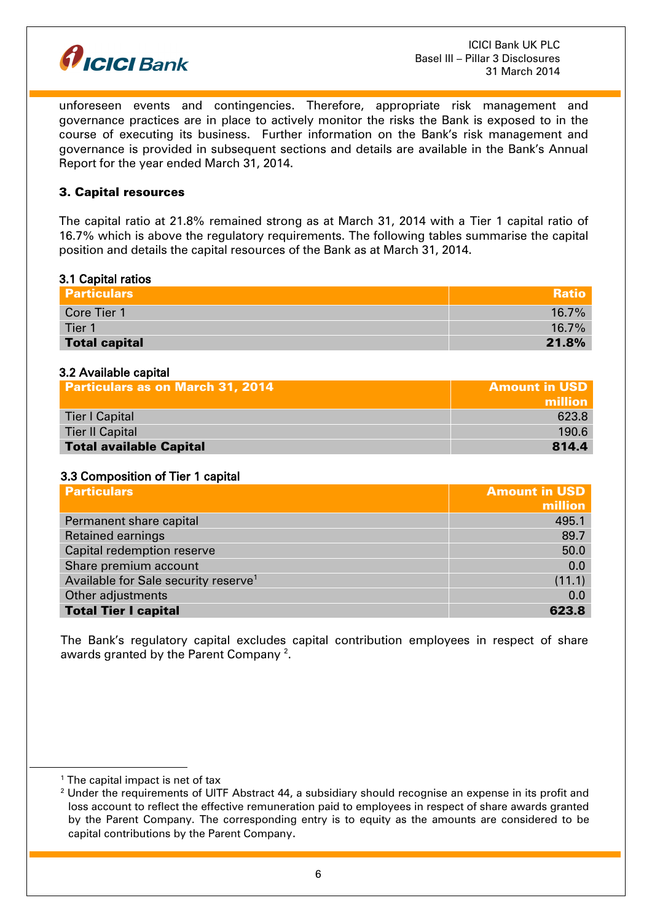unforeseen events and contingencies. Therefore, appropriate risk management and governance practices are in place to actively monitor the risks the Bank is exposed to in the course of executing its business. Further information on the Bank's risk management and governance is provided in subsequent sections and details are available in the Bank's Annual Report for the year ended March 31, 2014.

## 3. Capital resources

The capital ratio at 21.8% remained strong as at March 31, 2014 with a Tier 1 capital ratio of 16.7% which is above the regulatory requirements. The following tables summarise the capital position and details the capital resources of the Bank as at March 31, 2014.

### 3.1 Capital ratios

| Particulars | Ratio |
|---|---|
| Core Tier 1 | 16.7% |
| Tier 1 | 16.7% |
| **Total capital** | **21.8%** |

### 3.2 Available capital

| Particulars as on March 31, 2014 | Amount in USD million |
|---|---|
| Tier I Capital | 623.8 |
| Tier II Capital | 190.6 |
| **Total available Capital** | **814.4** |

### 3.3 Composition of Tier 1 capital

| Particulars | Amount in USD million |
|---|---|
| Permanent share capital | 495.1 |
| Retained earnings | 89.7 |
| Capital redemption reserve | 50.0 |
| Share premium account | 0.0 |
| Available for Sale security reserve[1] | (11.1) |
| Other adjustments | 0.0 |
| **Total Tier I capital** | **623.8** |

The Bank's regulatory capital excludes capital contribution employees in respect of share awards granted by the Parent Company [2].

---

[1] The capital impact is net of tax

[2] Under the requirements of UITF Abstract 44, a subsidiary should recognise an expense in its profit and loss account to reflect the effective remuneration paid to employees in respect of share awards granted by the Parent Company. The corresponding entry is to equity as the amounts are considered to be capital contributions by the Parent Company.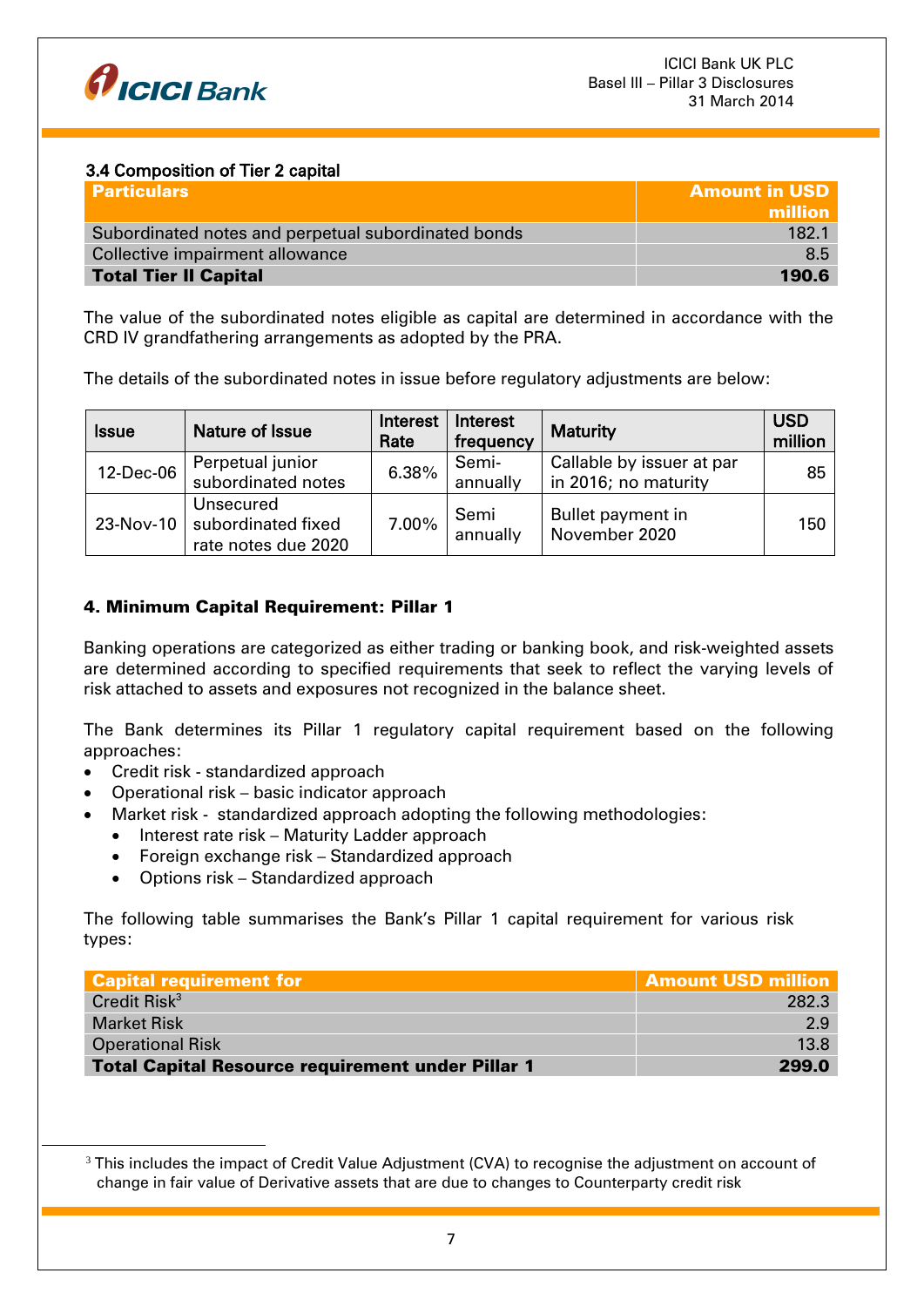### 3.4 Composition of Tier 2 capital

| Particulars | Amount in USD million |
|---|---|
| Subordinated notes and perpetual subordinated bonds | 182.1 |
| Collective impairment allowance | 8.5 |
| **Total Tier II Capital** | **190.6** |

The value of the subordinated notes eligible as capital are determined in accordance with the CRD IV grandfathering arrangements as adopted by the PRA.

The details of the subordinated notes in issue before regulatory adjustments are below:

| Issue | Nature of Issue | Interest Rate | Interest frequency | Maturity | USD million |
|---|---|---|---|---|---|
| 12-Dec-06 | Perpetual junior subordinated notes | 6.38% | Semi-annually | Callable by issuer at par in 2016; no maturity | 85 |
| 23-Nov-10 | Unsecured subordinated fixed rate notes due 2020 | 7.00% | Semi annually | Bullet payment in November 2020 | 150 |

## 4. Minimum Capital Requirement: Pillar 1

Banking operations are categorized as either trading or banking book, and risk-weighted assets are determined according to specified requirements that seek to reflect the varying levels of risk attached to assets and exposures not recognized in the balance sheet.

The Bank determines its Pillar 1 regulatory capital requirement based on the following approaches:

- Credit risk - standardized approach
- Operational risk – basic indicator approach
- Market risk - standardized approach adopting the following methodologies:
  - Interest rate risk – Maturity Ladder approach
  - Foreign exchange risk – Standardized approach
  - Options risk – Standardized approach

The following table summarises the Bank's Pillar 1 capital requirement for various risk types:

| Capital requirement for | Amount USD million |
|---|---|
| Credit Risk[3] | 282.3 |
| Market Risk | 2.9 |
| Operational Risk | 13.8 |
| **Total Capital Resource requirement under Pillar 1** | **299.0** |

[3] This includes the impact of Credit Value Adjustment (CVA) to recognise the adjustment on account of change in fair value of Derivative assets that are due to changes to Counterparty credit risk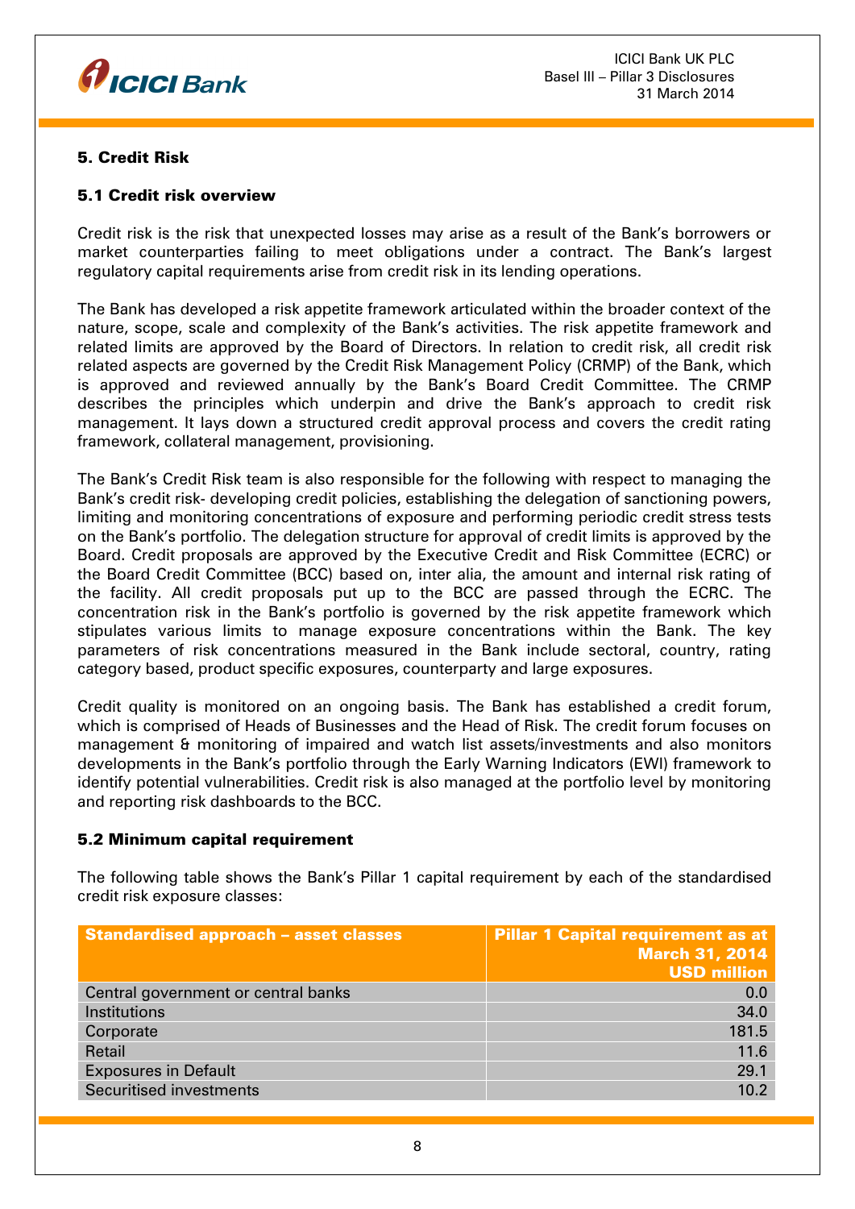## 5. Credit Risk

### 5.1 Credit risk overview

Credit risk is the risk that unexpected losses may arise as a result of the Bank's borrowers or market counterparties failing to meet obligations under a contract. The Bank's largest regulatory capital requirements arise from credit risk in its lending operations.

The Bank has developed a risk appetite framework articulated within the broader context of the nature, scope, scale and complexity of the Bank's activities. The risk appetite framework and related limits are approved by the Board of Directors. In relation to credit risk, all credit risk related aspects are governed by the Credit Risk Management Policy (CRMP) of the Bank, which is approved and reviewed annually by the Bank's Board Credit Committee. The CRMP describes the principles which underpin and drive the Bank's approach to credit risk management. It lays down a structured credit approval process and covers the credit rating framework, collateral management, provisioning.

The Bank's Credit Risk team is also responsible for the following with respect to managing the Bank's credit risk- developing credit policies, establishing the delegation of sanctioning powers, limiting and monitoring concentrations of exposure and performing periodic credit stress tests on the Bank's portfolio. The delegation structure for approval of credit limits is approved by the Board. Credit proposals are approved by the Executive Credit and Risk Committee (ECRC) or the Board Credit Committee (BCC) based on, inter alia, the amount and internal risk rating of the facility. All credit proposals put up to the BCC are passed through the ECRC. The concentration risk in the Bank's portfolio is governed by the risk appetite framework which stipulates various limits to manage exposure concentrations within the Bank. The key parameters of risk concentrations measured in the Bank include sectoral, country, rating category based, product specific exposures, counterparty and large exposures.

Credit quality is monitored on an ongoing basis. The Bank has established a credit forum, which is comprised of Heads of Businesses and the Head of Risk. The credit forum focuses on management & monitoring of impaired and watch list assets/investments and also monitors developments in the Bank's portfolio through the Early Warning Indicators (EWI) framework to identify potential vulnerabilities. Credit risk is also managed at the portfolio level by monitoring and reporting risk dashboards to the BCC.

### 5.2 Minimum capital requirement

The following table shows the Bank's Pillar 1 capital requirement by each of the standardised credit risk exposure classes:

| Standardised approach – asset classes | Pillar 1 Capital requirement as at March 31, 2014 USD million |
|---|---|
| Central government or central banks | 0.0 |
| Institutions | 34.0 |
| Corporate | 181.5 |
| Retail | 11.6 |
| Exposures in Default | 29.1 |
| Securitised investments | 10.2 |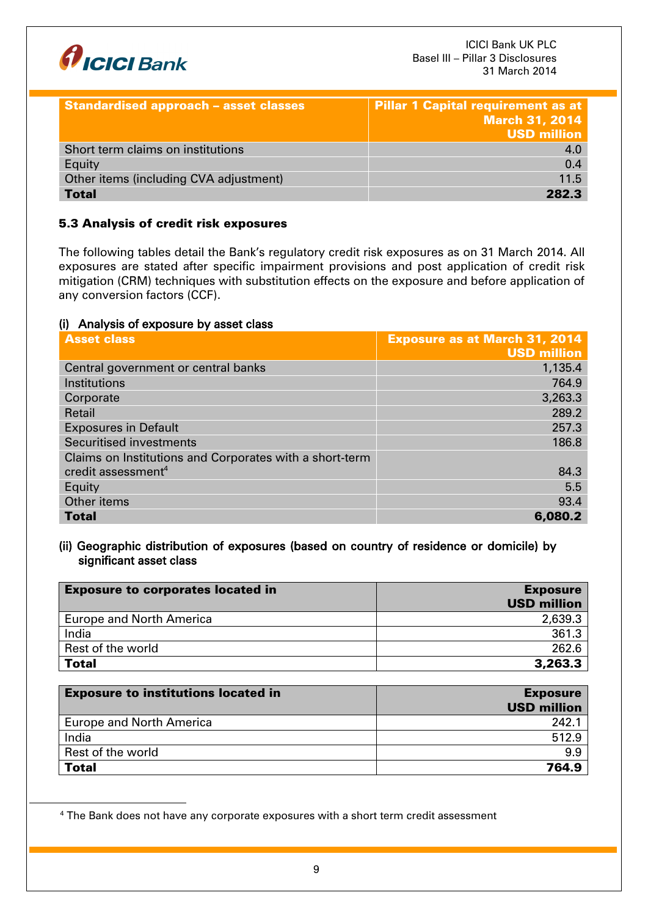| Standardised approach – asset classes | Pillar 1 Capital requirement as at March 31, 2014 USD million |
|---|---|
| Short term claims on institutions | 4.0 |
| Equity | 0.4 |
| Other items (including CVA adjustment) | 11.5 |
| **Total** | **282.3** |

### 5.3 Analysis of credit risk exposures

The following tables detail the Bank's regulatory credit risk exposures as on 31 March 2014. All exposures are stated after specific impairment provisions and post application of credit risk mitigation (CRM) techniques with substitution effects on the exposure and before application of any conversion factors (CCF).

#### (i) Analysis of exposure by asset class

| Asset class | Exposure as at March 31, 2014 USD million |
|---|---|
| Central government or central banks | 1,135.4 |
| Institutions | 764.9 |
| Corporate | 3,263.3 |
| Retail | 289.2 |
| Exposures in Default | 257.3 |
| Securitised investments | 186.8 |
| Claims on Institutions and Corporates with a short-term credit assessment[4] | 84.3 |
| Equity | 5.5 |
| Other items | 93.4 |
| **Total** | **6,080.2** |

#### (ii) Geographic distribution of exposures (based on country of residence or domicile) by significant asset class

| Exposure to corporates located in | Exposure USD million |
|---|---|
| Europe and North America | 2,639.3 |
| India | 361.3 |
| Rest of the world | 262.6 |
| **Total** | **3,263.3** |

| Exposure to institutions located in | Exposure USD million |
|---|---|
| Europe and North America | 242.1 |
| India | 512.9 |
| Rest of the world | 9.9 |
| **Total** | **764.9** |

[4] The Bank does not have any corporate exposures with a short term credit assessment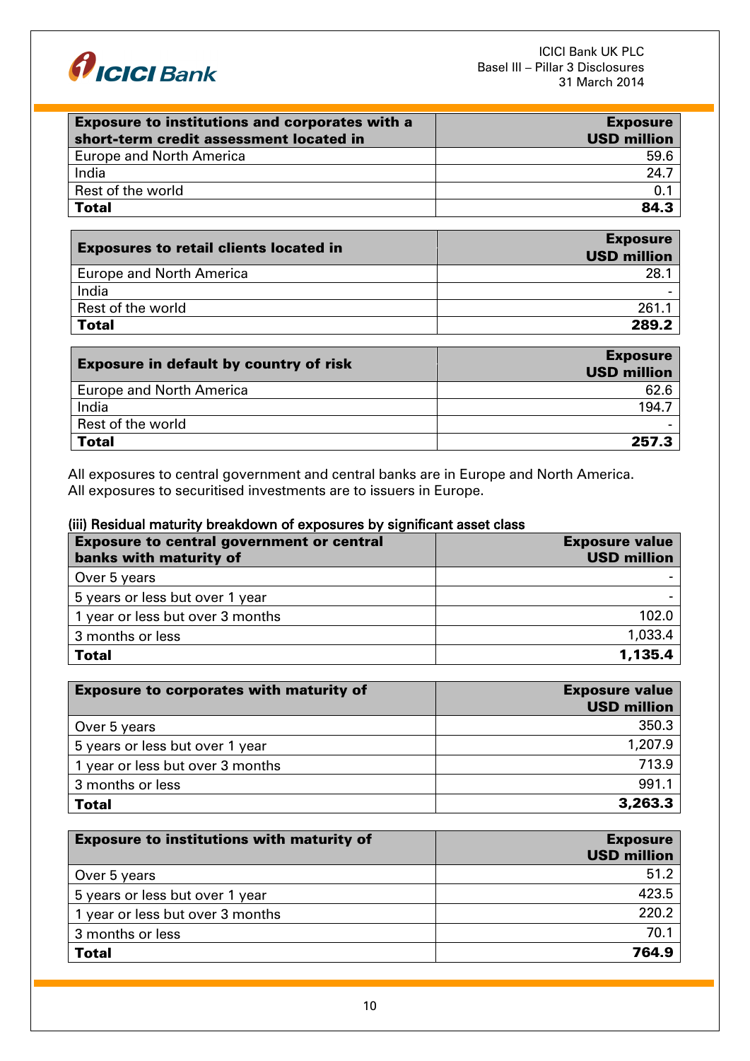| Exposure to institutions and corporates with a short-term credit assessment located in | Exposure USD million |
| --- | ---: |
| Europe and North America | 59.6 |
| India | 24.7 |
| Rest of the world | 0.1 |
| **Total** | **84.3** |

| Exposures to retail clients located in | Exposure USD million |
| --- | ---: |
| Europe and North America | 28.1 |
| India | - |
| Rest of the world | 261.1 |
| **Total** | **289.2** |

| Exposure in default by country of risk | Exposure USD million |
| --- | ---: |
| Europe and North America | 62.6 |
| India | 194.7 |
| Rest of the world | - |
| **Total** | **257.3** |

All exposures to central government and central banks are in Europe and North America.
All exposures to securitised investments are to issuers in Europe.

### (iii) Residual maturity breakdown of exposures by significant asset class

| Exposure to central government or central banks with maturity of | Exposure value USD million |
| --- | ---: |
| Over 5 years | - |
| 5 years or less but over 1 year | - |
| 1 year or less but over 3 months | 102.0 |
| 3 months or less | 1,033.4 |
| **Total** | **1,135.4** |

| Exposure to corporates with maturity of | Exposure value USD million |
| --- | ---: |
| Over 5 years | 350.3 |
| 5 years or less but over 1 year | 1,207.9 |
| 1 year or less but over 3 months | 713.9 |
| 3 months or less | 991.1 |
| **Total** | **3,263.3** |

| Exposure to institutions with maturity of | Exposure USD million |
| --- | ---: |
| Over 5 years | 51.2 |
| 5 years or less but over 1 year | 423.5 |
| 1 year or less but over 3 months | 220.2 |
| 3 months or less | 70.1 |
| **Total** | **764.9** |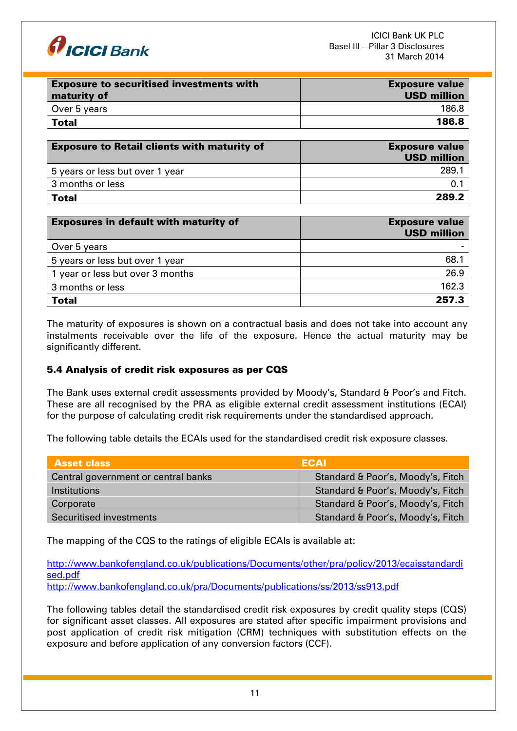| Exposure to securitised investments with maturity of | Exposure value USD million |
|---|---|
| Over 5 years | 186.8 |
| **Total** | **186.8** |

| Exposure to Retail clients with maturity of | Exposure value USD million |
|---|---|
| 5 years or less but over 1 year | 289.1 |
| 3 months or less | 0.1 |
| **Total** | **289.2** |

| Exposures in default with maturity of | Exposure value USD million |
|---|---|
| Over 5 years | - |
| 5 years or less but over 1 year | 68.1 |
| 1 year or less but over 3 months | 26.9 |
| 3 months or less | 162.3 |
| **Total** | **257.3** |

The maturity of exposures is shown on a contractual basis and does not take into account any instalments receivable over the life of the exposure. Hence the actual maturity may be significantly different.

### 5.4 Analysis of credit risk exposures as per CQS

The Bank uses external credit assessments provided by Moody's, Standard & Poor's and Fitch. These are all recognised by the PRA as eligible external credit assessment institutions (ECAI) for the purpose of calculating credit risk requirements under the standardised approach.

The following table details the ECAIs used for the standardised credit risk exposure classes.

| Asset class | ECAI |
|---|---|
| Central government or central banks | Standard & Poor's, Moody's, Fitch |
| Institutions | Standard & Poor's, Moody's, Fitch |
| Corporate | Standard & Poor's, Moody's, Fitch |
| Securitised investments | Standard & Poor's, Moody's, Fitch |

The mapping of the CQS to the ratings of eligible ECAIs is available at:

http://www.bankofengland.co.uk/publications/Documents/other/pra/policy/2013/ecaisstandardised.pdf
http://www.bankofengland.co.uk/pra/Documents/publications/ss/2013/ss913.pdf

The following tables detail the standardised credit risk exposures by credit quality steps (CQS) for significant asset classes. All exposures are stated after specific impairment provisions and post application of credit risk mitigation (CRM) techniques with substitution effects on the exposure and before application of any conversion factors (CCF).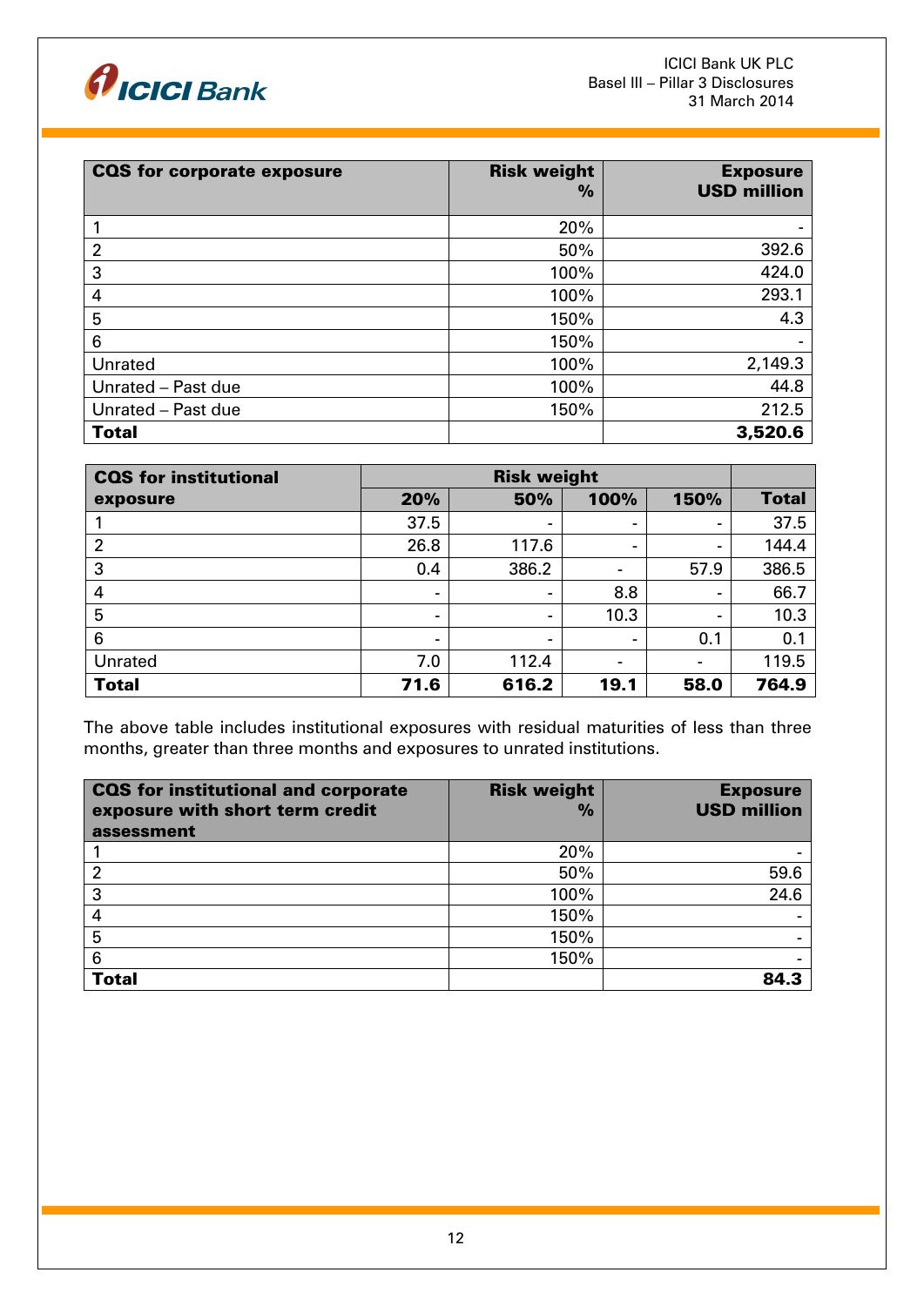| CQS for corporate exposure | Risk weight % | Exposure USD million |
|---|---|---|
| 1 | 20% | - |
| 2 | 50% | 392.6 |
| 3 | 100% | 424.0 |
| 4 | 100% | 293.1 |
| 5 | 150% | 4.3 |
| 6 | 150% | - |
| Unrated | 100% | 2,149.3 |
| Unrated – Past due | 100% | 44.8 |
| Unrated – Past due | 150% | 212.5 |
| **Total** | | **3,520.6** |

| CQS for institutional exposure | Risk weight | | | | |
|---|---|---|---|---|---|
| | **20%** | **50%** | **100%** | **150%** | **Total** |
| 1 | 37.5 | - | - | - | 37.5 |
| 2 | 26.8 | 117.6 | - | - | 144.4 |
| 3 | 0.4 | 386.2 | - | 57.9 | 386.5 |
| 4 | - | - | 8.8 | - | 66.7 |
| 5 | - | - | 10.3 | - | 10.3 |
| 6 | - | - | - | 0.1 | 0.1 |
| Unrated | 7.0 | 112.4 | - | - | 119.5 |
| **Total** | **71.6** | **616.2** | **19.1** | **58.0** | **764.9** |

The above table includes institutional exposures with residual maturities of less than three months, greater than three months and exposures to unrated institutions.

| CQS for institutional and corporate exposure with short term credit assessment | Risk weight % | Exposure USD million |
|---|---|---|
| 1 | 20% | - |
| 2 | 50% | 59.6 |
| 3 | 100% | 24.6 |
| 4 | 150% | - |
| 5 | 150% | - |
| 6 | 150% | - |
| **Total** | | **84.3** |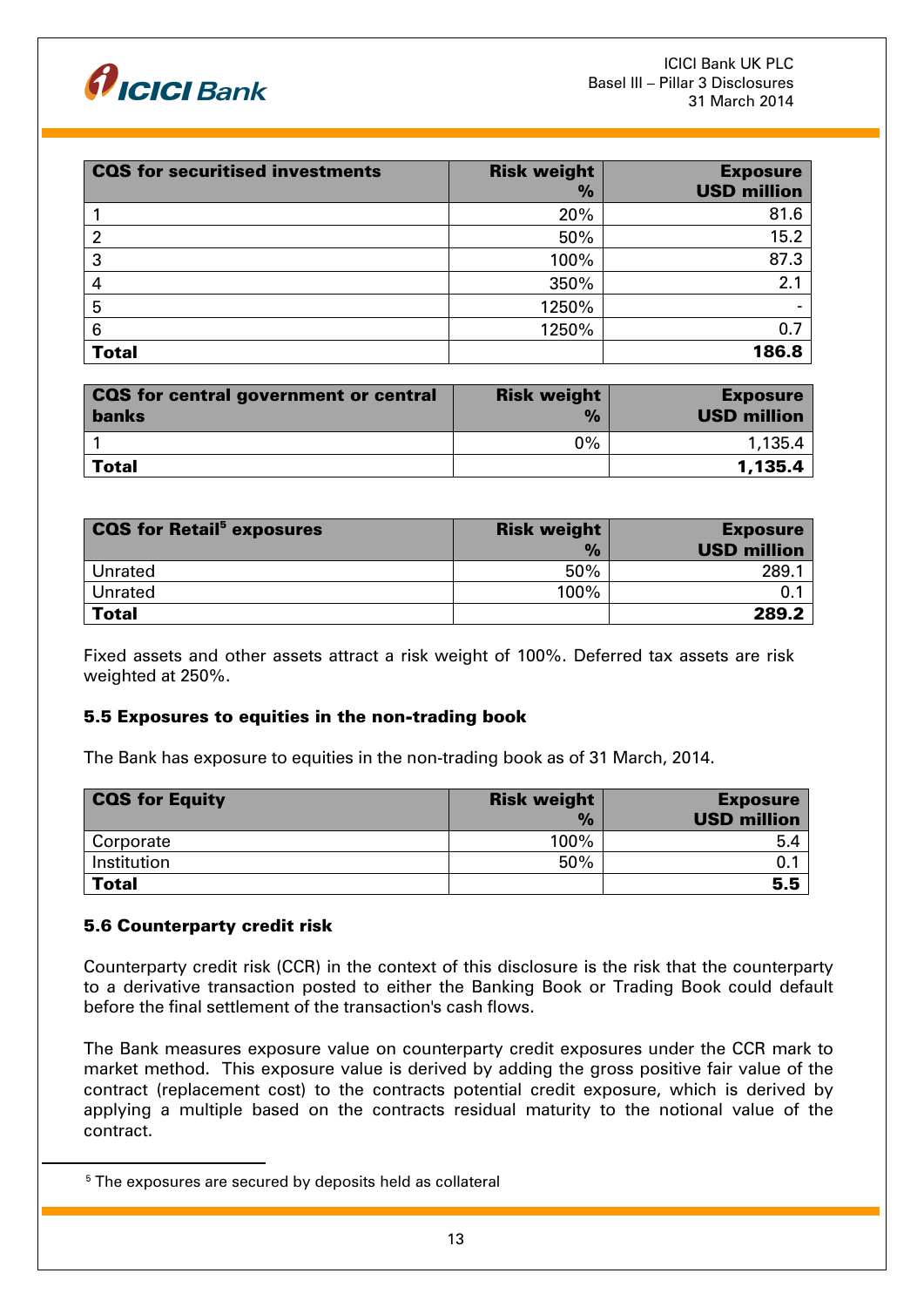| CQS for securitised investments | Risk weight % | Exposure USD million |
|---|---|---|
| 1 | 20% | 81.6 |
| 2 | 50% | 15.2 |
| 3 | 100% | 87.3 |
| 4 | 350% | 2.1 |
| 5 | 1250% | - |
| 6 | 1250% | 0.7 |
| **Total** | | **186.8** |

| CQS for central government or central banks | Risk weight % | Exposure USD million |
|---|---|---|
| 1 | 0% | 1,135.4 |
| **Total** | | **1,135.4** |

| CQS for Retail[5] exposures | Risk weight % | Exposure USD million |
|---|---|---|
| Unrated | 50% | 289.1 |
| Unrated | 100% | 0.1 |
| **Total** | | **289.2** |

Fixed assets and other assets attract a risk weight of 100%. Deferred tax assets are risk weighted at 250%.

### 5.5 Exposures to equities in the non-trading book

The Bank has exposure to equities in the non-trading book as of 31 March, 2014.

| CQS for Equity | Risk weight % | Exposure USD million |
|---|---|---|
| Corporate | 100% | 5.4 |
| Institution | 50% | 0.1 |
| **Total** | | **5.5** |

### 5.6 Counterparty credit risk

Counterparty credit risk (CCR) in the context of this disclosure is the risk that the counterparty to a derivative transaction posted to either the Banking Book or Trading Book could default before the final settlement of the transaction's cash flows.

The Bank measures exposure value on counterparty credit exposures under the CCR mark to market method. This exposure value is derived by adding the gross positive fair value of the contract (replacement cost) to the contracts potential credit exposure, which is derived by applying a multiple based on the contracts residual maturity to the notional value of the contract.

[5] The exposures are secured by deposits held as collateral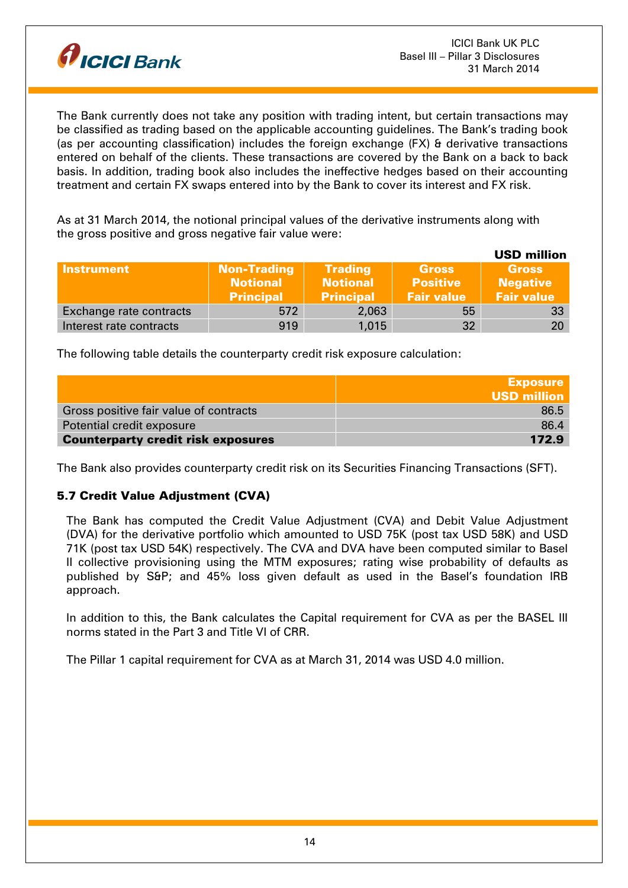The Bank currently does not take any position with trading intent, but certain transactions may be classified as trading based on the applicable accounting guidelines. The Bank's trading book (as per accounting classification) includes the foreign exchange (FX) & derivative transactions entered on behalf of the clients. These transactions are covered by the Bank on a back to back basis. In addition, trading book also includes the ineffective hedges based on their accounting treatment and certain FX swaps entered into by the Bank to cover its interest and FX risk.

As at 31 March 2014, the notional principal values of the derivative instruments along with the gross positive and gross negative fair value were:

**USD million**

| Instrument | Non-Trading Notional Principal | Trading Notional Principal | Gross Positive Fair value | Gross Negative Fair value |
|---|---|---|---|---|
| Exchange rate contracts | 572 | 2,063 | 55 | 33 |
| Interest rate contracts | 919 | 1,015 | 32 | 20 |

The following table details the counterparty credit risk exposure calculation:

| | Exposure USD million |
|---|---|
| Gross positive fair value of contracts | 86.5 |
| Potential credit exposure | 86.4 |
| **Counterparty credit risk exposures** | **172.9** |

The Bank also provides counterparty credit risk on its Securities Financing Transactions (SFT).

### 5.7 Credit Value Adjustment (CVA)

The Bank has computed the Credit Value Adjustment (CVA) and Debit Value Adjustment (DVA) for the derivative portfolio which amounted to USD 75K (post tax USD 58K) and USD 71K (post tax USD 54K) respectively. The CVA and DVA have been computed similar to Basel II collective provisioning using the MTM exposures; rating wise probability of defaults as published by S&P; and 45% loss given default as used in the Basel's foundation IRB approach.

In addition to this, the Bank calculates the Capital requirement for CVA as per the BASEL III norms stated in the Part 3 and Title VI of CRR.

The Pillar 1 capital requirement for CVA as at March 31, 2014 was USD 4.0 million.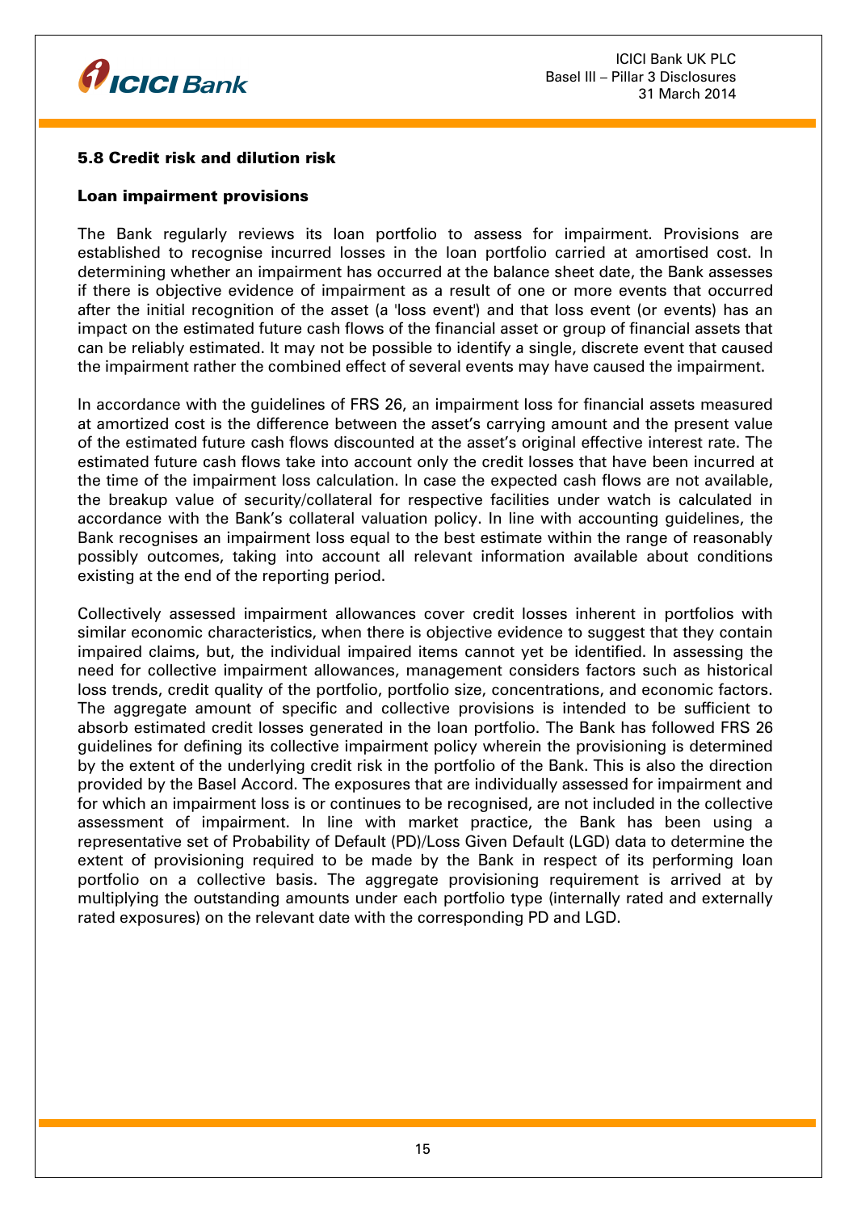### 5.8 Credit risk and dilution risk

#### Loan impairment provisions

The Bank regularly reviews its loan portfolio to assess for impairment. Provisions are established to recognise incurred losses in the loan portfolio carried at amortised cost. In determining whether an impairment has occurred at the balance sheet date, the Bank assesses if there is objective evidence of impairment as a result of one or more events that occurred after the initial recognition of the asset (a 'loss event') and that loss event (or events) has an impact on the estimated future cash flows of the financial asset or group of financial assets that can be reliably estimated. It may not be possible to identify a single, discrete event that caused the impairment rather the combined effect of several events may have caused the impairment.

In accordance with the guidelines of FRS 26, an impairment loss for financial assets measured at amortized cost is the difference between the asset's carrying amount and the present value of the estimated future cash flows discounted at the asset's original effective interest rate. The estimated future cash flows take into account only the credit losses that have been incurred at the time of the impairment loss calculation. In case the expected cash flows are not available, the breakup value of security/collateral for respective facilities under watch is calculated in accordance with the Bank's collateral valuation policy. In line with accounting guidelines, the Bank recognises an impairment loss equal to the best estimate within the range of reasonably possibly outcomes, taking into account all relevant information available about conditions existing at the end of the reporting period.

Collectively assessed impairment allowances cover credit losses inherent in portfolios with similar economic characteristics, when there is objective evidence to suggest that they contain impaired claims, but, the individual impaired items cannot yet be identified. In assessing the need for collective impairment allowances, management considers factors such as historical loss trends, credit quality of the portfolio, portfolio size, concentrations, and economic factors. The aggregate amount of specific and collective provisions is intended to be sufficient to absorb estimated credit losses generated in the loan portfolio. The Bank has followed FRS 26 guidelines for defining its collective impairment policy wherein the provisioning is determined by the extent of the underlying credit risk in the portfolio of the Bank. This is also the direction provided by the Basel Accord. The exposures that are individually assessed for impairment and for which an impairment loss is or continues to be recognised, are not included in the collective assessment of impairment. In line with market practice, the Bank has been using a representative set of Probability of Default (PD)/Loss Given Default (LGD) data to determine the extent of provisioning required to be made by the Bank in respect of its performing loan portfolio on a collective basis. The aggregate provisioning requirement is arrived at by multiplying the outstanding amounts under each portfolio type (internally rated and externally rated exposures) on the relevant date with the corresponding PD and LGD.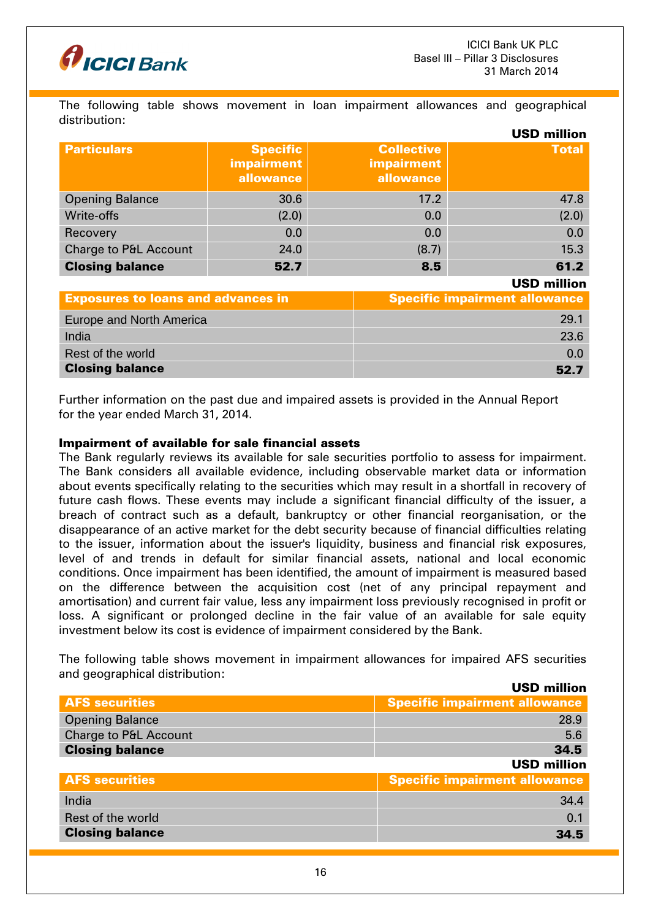The following table shows movement in loan impairment allowances and geographical distribution:

USD million

| Particulars | Specific impairment allowance | Collective impairment allowance | Total |
|---|---|---|---|
| Opening Balance | 30.6 | 17.2 | 47.8 |
| Write-offs | (2.0) | 0.0 | (2.0) |
| Recovery | 0.0 | 0.0 | 0.0 |
| Charge to P&L Account | 24.0 | (8.7) | 15.3 |
| **Closing balance** | **52.7** | **8.5** | **61.2** |

USD million

| Exposures to loans and advances in | Specific impairment allowance |
|---|---|
| Europe and North America | 29.1 |
| India | 23.6 |
| Rest of the world | 0.0 |
| **Closing balance** | **52.7** |

Further information on the past due and impaired assets is provided in the Annual Report for the year ended March 31, 2014.

**Impairment of available for sale financial assets**

The Bank regularly reviews its available for sale securities portfolio to assess for impairment. The Bank considers all available evidence, including observable market data or information about events specifically relating to the securities which may result in a shortfall in recovery of future cash flows. These events may include a significant financial difficulty of the issuer, a breach of contract such as a default, bankruptcy or other financial reorganisation, or the disappearance of an active market for the debt security because of financial difficulties relating to the issuer, information about the issuer's liquidity, business and financial risk exposures, level of and trends in default for similar financial assets, national and local economic conditions. Once impairment has been identified, the amount of impairment is measured based on the difference between the acquisition cost (net of any principal repayment and amortisation) and current fair value, less any impairment loss previously recognised in profit or loss. A significant or prolonged decline in the fair value of an available for sale equity investment below its cost is evidence of impairment considered by the Bank.

The following table shows movement in impairment allowances for impaired AFS securities and geographical distribution:

USD million

| AFS securities | Specific impairment allowance |
|---|---|
| Opening Balance | 28.9 |
| Charge to P&L Account | 5.6 |
| **Closing balance** | **34.5** |

USD million

| AFS securities | Specific impairment allowance |
|---|---|
| India | 34.4 |
| Rest of the world | 0.1 |
| **Closing balance** | **34.5** |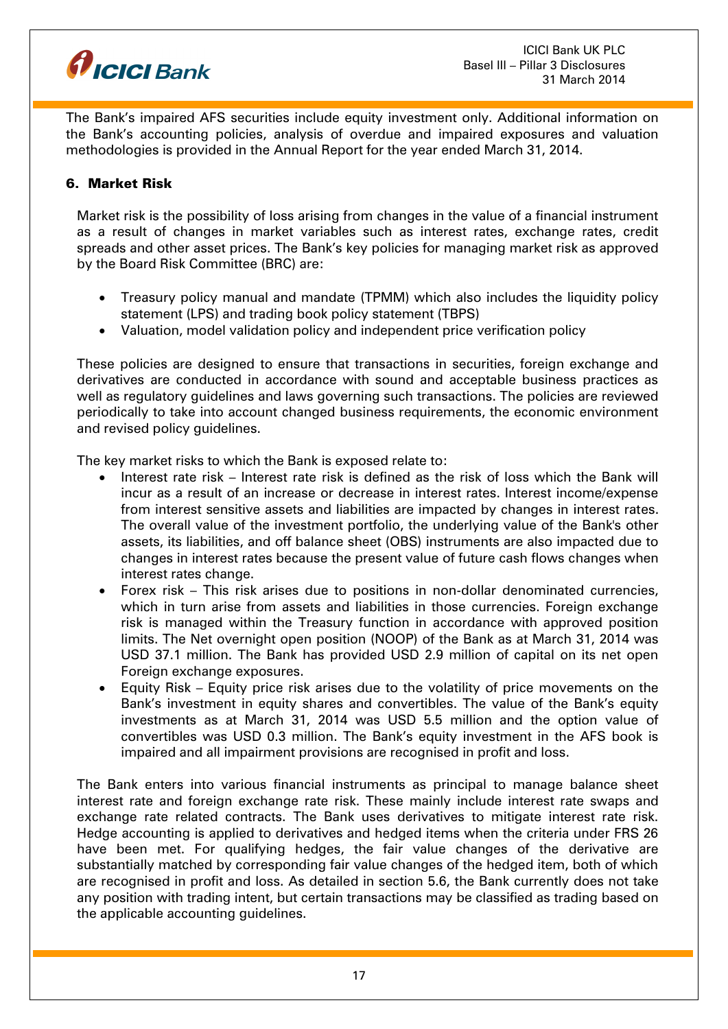The Bank's impaired AFS securities include equity investment only. Additional information on the Bank's accounting policies, analysis of overdue and impaired exposures and valuation methodologies is provided in the Annual Report for the year ended March 31, 2014.

## 6. Market Risk

Market risk is the possibility of loss arising from changes in the value of a financial instrument as a result of changes in market variables such as interest rates, exchange rates, credit spreads and other asset prices. The Bank's key policies for managing market risk as approved by the Board Risk Committee (BRC) are:

- Treasury policy manual and mandate (TPMM) which also includes the liquidity policy statement (LPS) and trading book policy statement (TBPS)
- Valuation, model validation policy and independent price verification policy

These policies are designed to ensure that transactions in securities, foreign exchange and derivatives are conducted in accordance with sound and acceptable business practices as well as regulatory guidelines and laws governing such transactions. The policies are reviewed periodically to take into account changed business requirements, the economic environment and revised policy guidelines.

The key market risks to which the Bank is exposed relate to:

- Interest rate risk – Interest rate risk is defined as the risk of loss which the Bank will incur as a result of an increase or decrease in interest rates. Interest income/expense from interest sensitive assets and liabilities are impacted by changes in interest rates. The overall value of the investment portfolio, the underlying value of the Bank's other assets, its liabilities, and off balance sheet (OBS) instruments are also impacted due to changes in interest rates because the present value of future cash flows changes when interest rates change.
- Forex risk – This risk arises due to positions in non-dollar denominated currencies, which in turn arise from assets and liabilities in those currencies. Foreign exchange risk is managed within the Treasury function in accordance with approved position limits. The Net overnight open position (NOOP) of the Bank as at March 31, 2014 was USD 37.1 million. The Bank has provided USD 2.9 million of capital on its net open Foreign exchange exposures.
- Equity Risk – Equity price risk arises due to the volatility of price movements on the Bank's investment in equity shares and convertibles. The value of the Bank's equity investments as at March 31, 2014 was USD 5.5 million and the option value of convertibles was USD 0.3 million. The Bank's equity investment in the AFS book is impaired and all impairment provisions are recognised in profit and loss.

The Bank enters into various financial instruments as principal to manage balance sheet interest rate and foreign exchange rate risk. These mainly include interest rate swaps and exchange rate related contracts. The Bank uses derivatives to mitigate interest rate risk. Hedge accounting is applied to derivatives and hedged items when the criteria under FRS 26 have been met. For qualifying hedges, the fair value changes of the derivative are substantially matched by corresponding fair value changes of the hedged item, both of which are recognised in profit and loss. As detailed in section 5.6, the Bank currently does not take any position with trading intent, but certain transactions may be classified as trading based on the applicable accounting guidelines.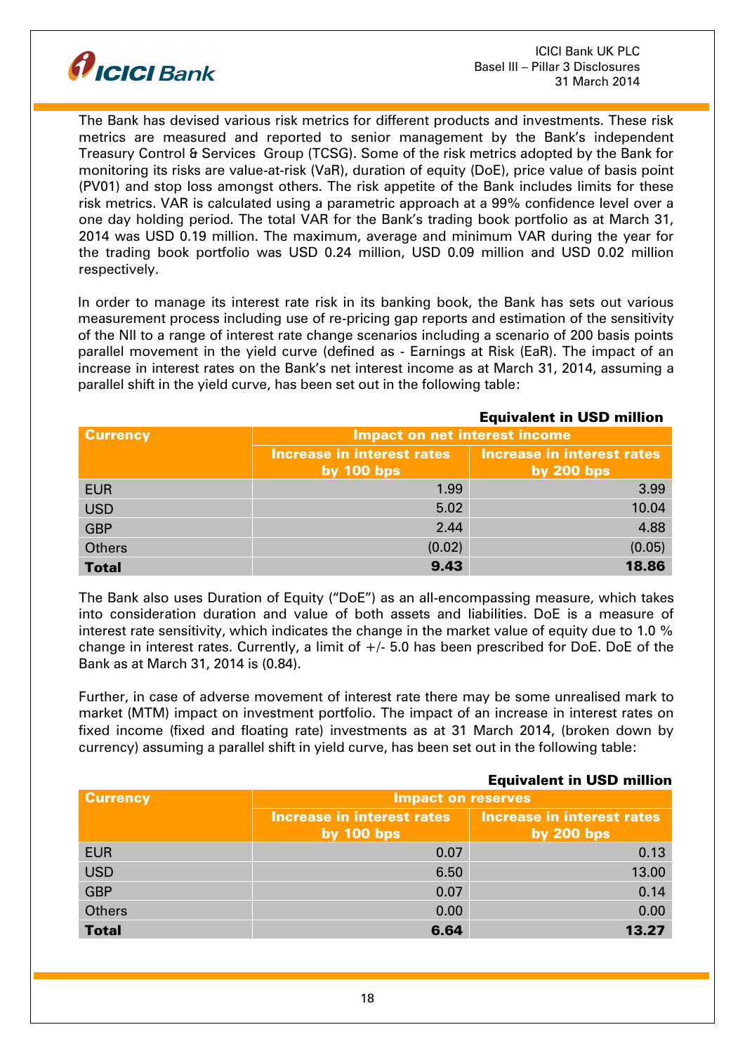The Bank has devised various risk metrics for different products and investments. These risk metrics are measured and reported to senior management by the Bank's independent Treasury Control & Services Group (TCSG). Some of the risk metrics adopted by the Bank for monitoring its risks are value-at-risk (VaR), duration of equity (DoE), price value of basis point (PV01) and stop loss amongst others. The risk appetite of the Bank includes limits for these risk metrics. VAR is calculated using a parametric approach at a 99% confidence level over a one day holding period. The total VAR for the Bank's trading book portfolio as at March 31, 2014 was USD 0.19 million. The maximum, average and minimum VAR during the year for the trading book portfolio was USD 0.24 million, USD 0.09 million and USD 0.02 million respectively.

In order to manage its interest rate risk in its banking book, the Bank has sets out various measurement process including use of re-pricing gap reports and estimation of the sensitivity of the NII to a range of interest rate change scenarios including a scenario of 200 basis points parallel movement in the yield curve (defined as - Earnings at Risk (EaR). The impact of an increase in interest rates on the Bank's net interest income as at March 31, 2014, assuming a parallel shift in the yield curve, has been set out in the following table:

**Equivalent in USD million**

| Currency | Impact on net interest income | |
|---|---|---|
| | Increase in interest rates by 100 bps | Increase in interest rates by 200 bps |
| EUR | 1.99 | 3.99 |
| USD | 5.02 | 10.04 |
| GBP | 2.44 | 4.88 |
| Others | (0.02) | (0.05) |
| **Total** | **9.43** | **18.86** |

The Bank also uses Duration of Equity ("DoE") as an all-encompassing measure, which takes into consideration duration and value of both assets and liabilities. DoE is a measure of interest rate sensitivity, which indicates the change in the market value of equity due to 1.0 % change in interest rates. Currently, a limit of +/- 5.0 has been prescribed for DoE. DoE of the Bank as at March 31, 2014 is (0.84).

Further, in case of adverse movement of interest rate there may be some unrealised mark to market (MTM) impact on investment portfolio. The impact of an increase in interest rates on fixed income (fixed and floating rate) investments as at 31 March 2014, (broken down by currency) assuming a parallel shift in yield curve, has been set out in the following table:

**Equivalent in USD million**

| Currency | Impact on reserves | |
|---|---|---|
| | Increase in interest rates by 100 bps | Increase in interest rates by 200 bps |
| EUR | 0.07 | 0.13 |
| USD | 6.50 | 13.00 |
| GBP | 0.07 | 0.14 |
| Others | 0.00 | 0.00 |
| **Total** | **6.64** | **13.27** |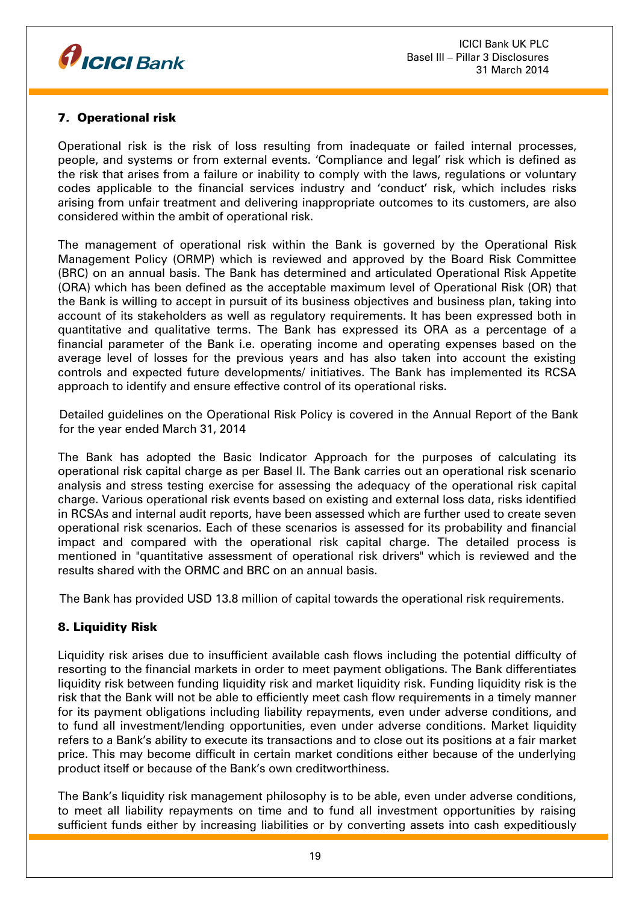## 7. Operational risk

Operational risk is the risk of loss resulting from inadequate or failed internal processes, people, and systems or from external events. 'Compliance and legal' risk which is defined as the risk that arises from a failure or inability to comply with the laws, regulations or voluntary codes applicable to the financial services industry and 'conduct' risk, which includes risks arising from unfair treatment and delivering inappropriate outcomes to its customers, are also considered within the ambit of operational risk.

The management of operational risk within the Bank is governed by the Operational Risk Management Policy (ORMP) which is reviewed and approved by the Board Risk Committee (BRC) on an annual basis. The Bank has determined and articulated Operational Risk Appetite (ORA) which has been defined as the acceptable maximum level of Operational Risk (OR) that the Bank is willing to accept in pursuit of its business objectives and business plan, taking into account of its stakeholders as well as regulatory requirements. It has been expressed both in quantitative and qualitative terms. The Bank has expressed its ORA as a percentage of a financial parameter of the Bank i.e. operating income and operating expenses based on the average level of losses for the previous years and has also taken into account the existing controls and expected future developments/ initiatives. The Bank has implemented its RCSA approach to identify and ensure effective control of its operational risks.

Detailed guidelines on the Operational Risk Policy is covered in the Annual Report of the Bank for the year ended March 31, 2014

The Bank has adopted the Basic Indicator Approach for the purposes of calculating its operational risk capital charge as per Basel II. The Bank carries out an operational risk scenario analysis and stress testing exercise for assessing the adequacy of the operational risk capital charge. Various operational risk events based on existing and external loss data, risks identified in RCSAs and internal audit reports, have been assessed which are further used to create seven operational risk scenarios. Each of these scenarios is assessed for its probability and financial impact and compared with the operational risk capital charge. The detailed process is mentioned in "quantitative assessment of operational risk drivers" which is reviewed and the results shared with the ORMC and BRC on an annual basis.

The Bank has provided USD 13.8 million of capital towards the operational risk requirements.

## 8. Liquidity Risk

Liquidity risk arises due to insufficient available cash flows including the potential difficulty of resorting to the financial markets in order to meet payment obligations. The Bank differentiates liquidity risk between funding liquidity risk and market liquidity risk. Funding liquidity risk is the risk that the Bank will not be able to efficiently meet cash flow requirements in a timely manner for its payment obligations including liability repayments, even under adverse conditions, and to fund all investment/lending opportunities, even under adverse conditions. Market liquidity refers to a Bank's ability to execute its transactions and to close out its positions at a fair market price. This may become difficult in certain market conditions either because of the underlying product itself or because of the Bank's own creditworthiness.

The Bank's liquidity risk management philosophy is to be able, even under adverse conditions, to meet all liability repayments on time and to fund all investment opportunities by raising sufficient funds either by increasing liabilities or by converting assets into cash expeditiously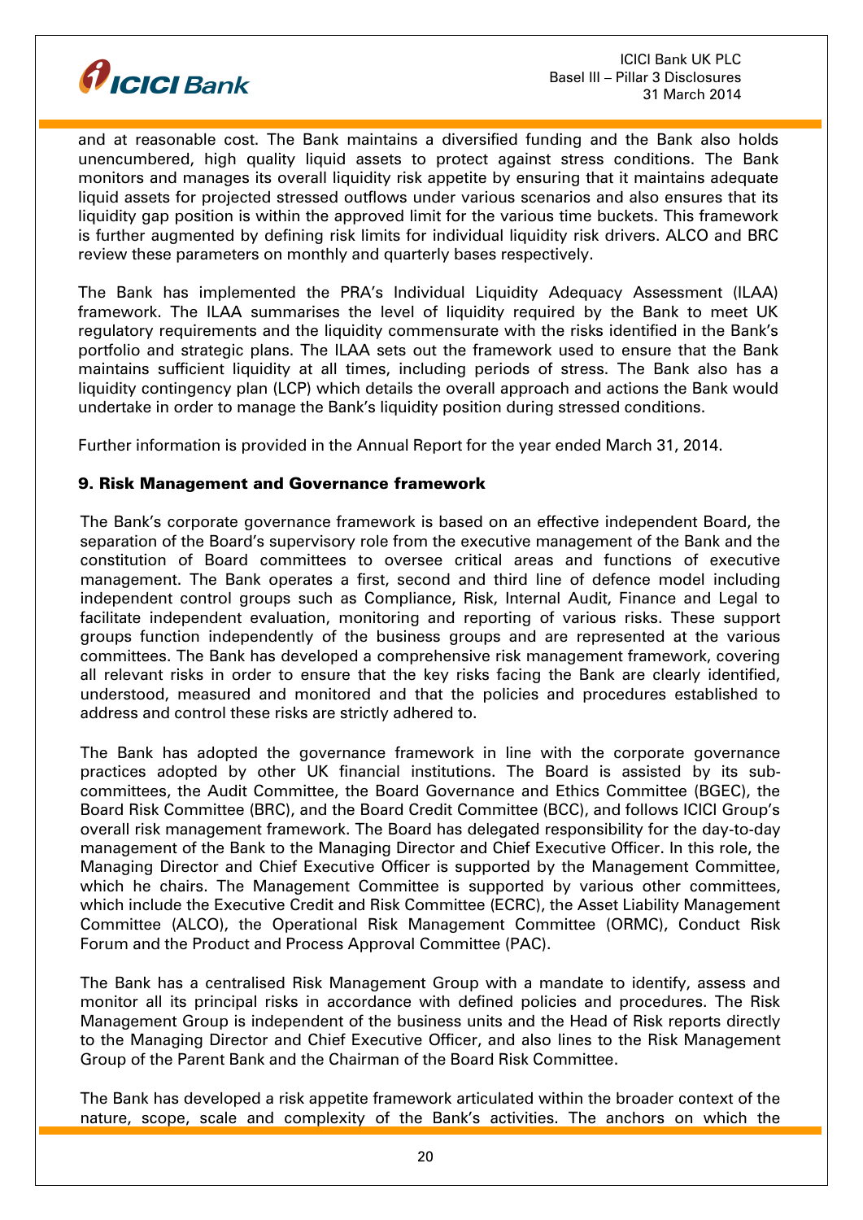and at reasonable cost. The Bank maintains a diversified funding and the Bank also holds unencumbered, high quality liquid assets to protect against stress conditions. The Bank monitors and manages its overall liquidity risk appetite by ensuring that it maintains adequate liquid assets for projected stressed outflows under various scenarios and also ensures that its liquidity gap position is within the approved limit for the various time buckets. This framework is further augmented by defining risk limits for individual liquidity risk drivers. ALCO and BRC review these parameters on monthly and quarterly bases respectively.

The Bank has implemented the PRA's Individual Liquidity Adequacy Assessment (ILAA) framework. The ILAA summarises the level of liquidity required by the Bank to meet UK regulatory requirements and the liquidity commensurate with the risks identified in the Bank's portfolio and strategic plans. The ILAA sets out the framework used to ensure that the Bank maintains sufficient liquidity at all times, including periods of stress. The Bank also has a liquidity contingency plan (LCP) which details the overall approach and actions the Bank would undertake in order to manage the Bank's liquidity position during stressed conditions.

Further information is provided in the Annual Report for the year ended March 31, 2014.

## 9. Risk Management and Governance framework

The Bank's corporate governance framework is based on an effective independent Board, the separation of the Board's supervisory role from the executive management of the Bank and the constitution of Board committees to oversee critical areas and functions of executive management. The Bank operates a first, second and third line of defence model including independent control groups such as Compliance, Risk, Internal Audit, Finance and Legal to facilitate independent evaluation, monitoring and reporting of various risks. These support groups function independently of the business groups and are represented at the various committees. The Bank has developed a comprehensive risk management framework, covering all relevant risks in order to ensure that the key risks facing the Bank are clearly identified, understood, measured and monitored and that the policies and procedures established to address and control these risks are strictly adhered to.

The Bank has adopted the governance framework in line with the corporate governance practices adopted by other UK financial institutions. The Board is assisted by its sub-committees, the Audit Committee, the Board Governance and Ethics Committee (BGEC), the Board Risk Committee (BRC), and the Board Credit Committee (BCC), and follows ICICI Group's overall risk management framework. The Board has delegated responsibility for the day-to-day management of the Bank to the Managing Director and Chief Executive Officer. In this role, the Managing Director and Chief Executive Officer is supported by the Management Committee, which he chairs. The Management Committee is supported by various other committees, which include the Executive Credit and Risk Committee (ECRC), the Asset Liability Management Committee (ALCO), the Operational Risk Management Committee (ORMC), Conduct Risk Forum and the Product and Process Approval Committee (PAC).

The Bank has a centralised Risk Management Group with a mandate to identify, assess and monitor all its principal risks in accordance with defined policies and procedures. The Risk Management Group is independent of the business units and the Head of Risk reports directly to the Managing Director and Chief Executive Officer, and also lines to the Risk Management Group of the Parent Bank and the Chairman of the Board Risk Committee.

The Bank has developed a risk appetite framework articulated within the broader context of the nature, scope, scale and complexity of the Bank's activities. The anchors on which the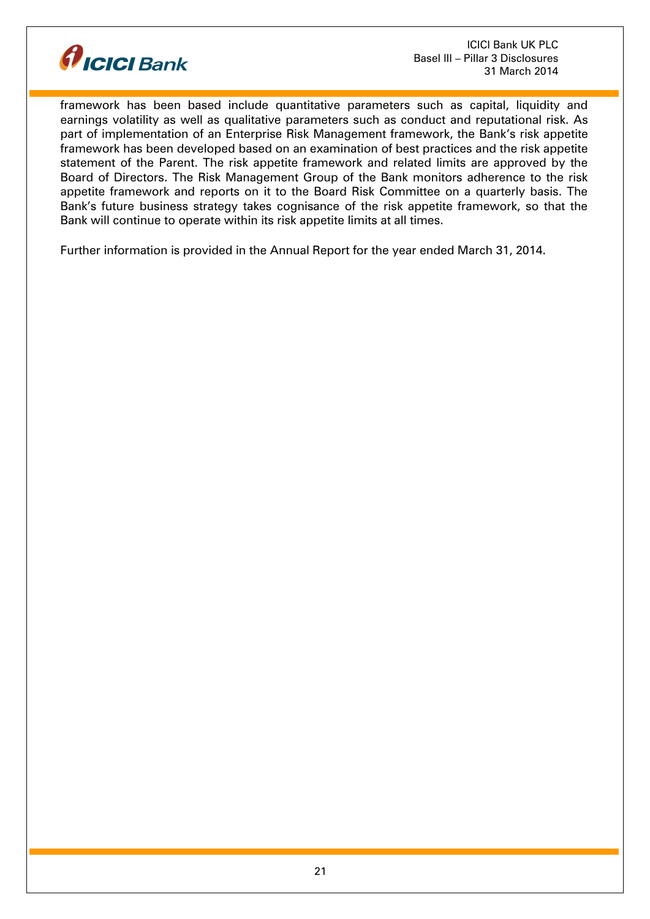framework has been based include quantitative parameters such as capital, liquidity and earnings volatility as well as qualitative parameters such as conduct and reputational risk. As part of implementation of an Enterprise Risk Management framework, the Bank's risk appetite framework has been developed based on an examination of best practices and the risk appetite statement of the Parent. The risk appetite framework and related limits are approved by the Board of Directors. The Risk Management Group of the Bank monitors adherence to the risk appetite framework and reports on it to the Board Risk Committee on a quarterly basis. The Bank's future business strategy takes cognisance of the risk appetite framework, so that the Bank will continue to operate within its risk appetite limits at all times.

Further information is provided in the Annual Report for the year ended March 31, 2014.